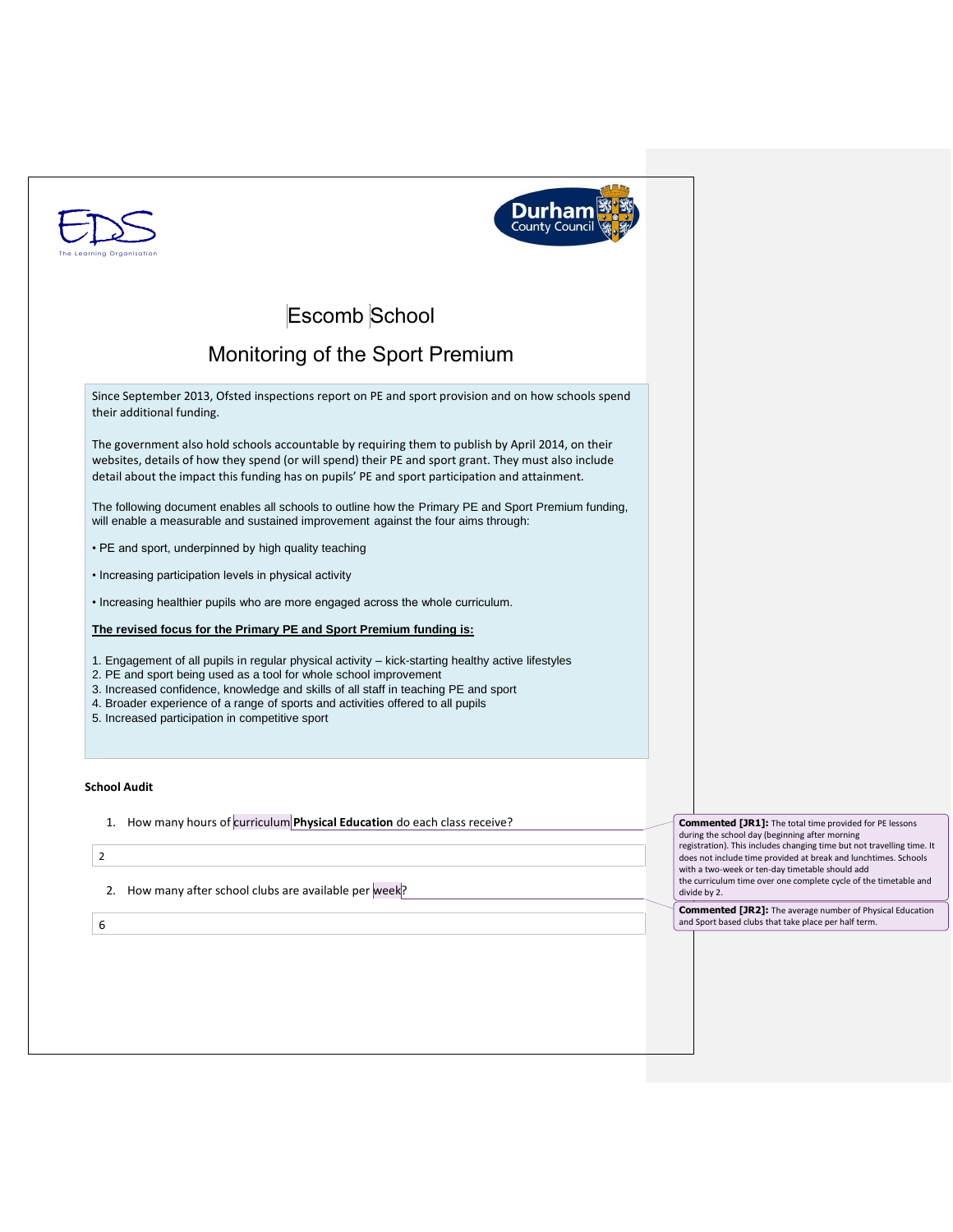# Escomb School

## Monitoring of the Sport Premium

Since September 2013, Ofsted inspections report on PE and sport provision and on how schools spend their additional funding.

The government also hold schools accountable by requiring them to publish by April 2014, on their websites, details of how they spend (or will spend) their PE and sport grant. They must also include detail about the impact this funding has on pupils' PE and sport participation and attainment.

The following document enables all schools to outline how the Primary PE and Sport Premium funding, will enable a measurable and sustained improvement against the four aims through:

• PE and sport, underpinned by high quality teaching

• Increasing participation levels in physical activity

• Increasing healthier pupils who are more engaged across the whole curriculum.

**The revised focus for the Primary PE and Sport Premium funding is:**

1. Engagement of all pupils in regular physical activity – kick-starting healthy active lifestyles
2. PE and sport being used as a tool for whole school improvement
3. Increased confidence, knowledge and skills of all staff in teaching PE and sport
4. Broader experience of a range of sports and activities offered to all pupils
5. Increased participation in competitive sport

**School Audit**

1. How many hours of curriculum **Physical Education** do each class receive?

2

2. How many after school clubs are available per week?

6

**Commented [JR1]:** The total time provided for PE lessons during the school day (beginning after morning registration). This includes changing time but not travelling time. It does not include time provided at break and lunchtimes. Schools with a two-week or ten-day timetable should add the curriculum time over one complete cycle of the timetable and divide by 2.

**Commented [JR2]:** The average number of Physical Education and Sport based clubs that take place per half term.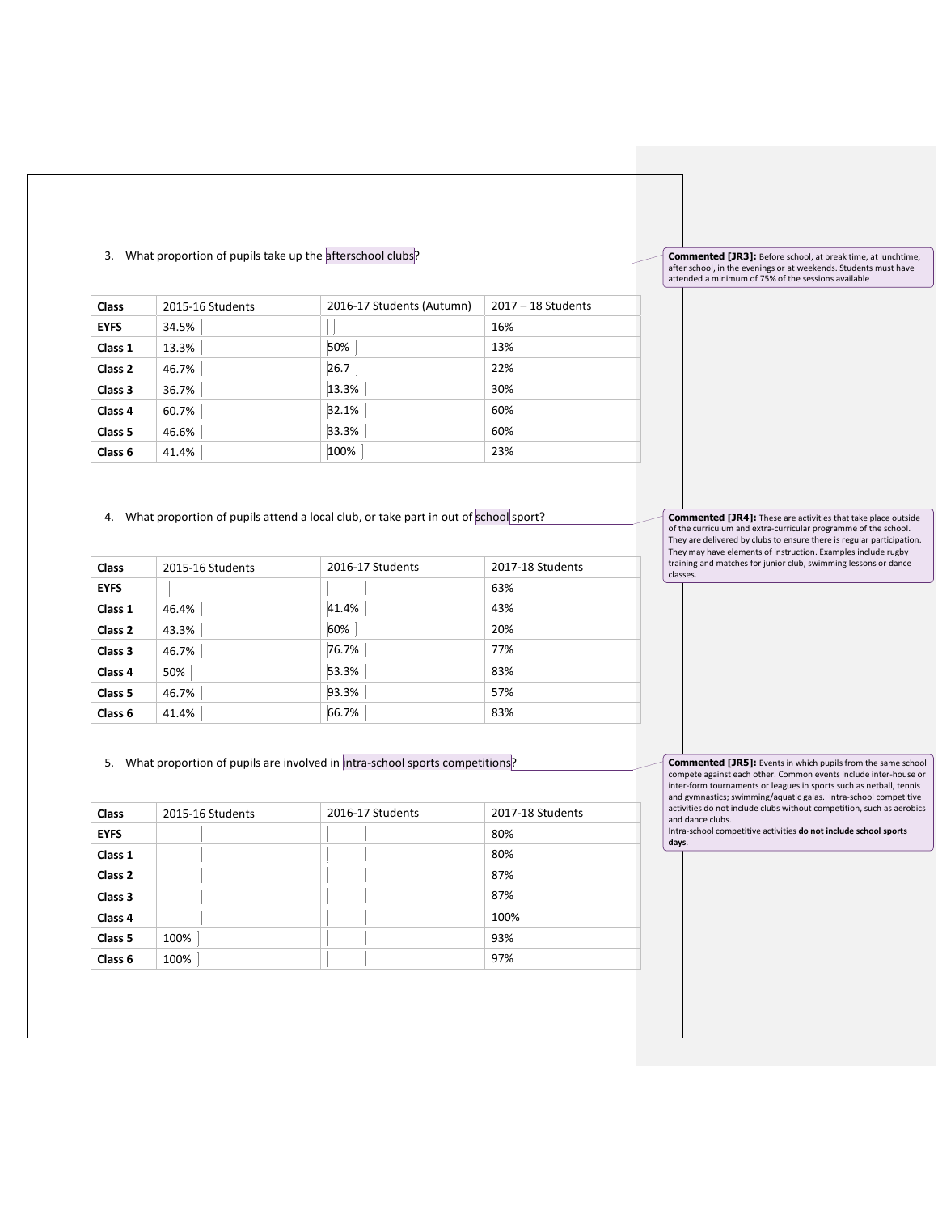3. What proportion of pupils take up the afterschool clubs?

| Class | 2015-16 Students | 2016-17 Students (Autumn) | 2017 – 18 Students |
|---|---|---|---|
| EYFS | 34.5% | | 16% |
| Class 1 | 13.3% | 50% | 13% |
| Class 2 | 46.7% | 26.7 | 22% |
| Class 3 | 36.7% | 13.3% | 30% |
| Class 4 | 60.7% | 32.1% | 60% |
| Class 5 | 46.6% | 33.3% | 60% |
| Class 6 | 41.4% | 100% | 23% |

**Commented [JR3]:** Before school, at break time, at lunchtime, after school, in the evenings or at weekends. Students must have attended a minimum of 75% of the sessions available

4. What proportion of pupils attend a local club, or take part in out of school sport?

| Class | 2015-16 Students | 2016-17 Students | 2017-18 Students |
|---|---|---|---|
| EYFS | | | 63% |
| Class 1 | 46.4% | 41.4% | 43% |
| Class 2 | 43.3% | 60% | 20% |
| Class 3 | 46.7% | 76.7% | 77% |
| Class 4 | 50% | 53.3% | 83% |
| Class 5 | 46.7% | 93.3% | 57% |
| Class 6 | 41.4% | 66.7% | 83% |

**Commented [JR4]:** These are activities that take place outside of the curriculum and extra-curricular programme of the school. They are delivered by clubs to ensure there is regular participation. They may have elements of instruction. Examples include rugby training and matches for junior club, swimming lessons or dance classes.

5. What proportion of pupils are involved in intra-school sports competitions?

| Class | 2015-16 Students | 2016-17 Students | 2017-18 Students |
|---|---|---|---|
| EYFS | | | 80% |
| Class 1 | | | 80% |
| Class 2 | | | 87% |
| Class 3 | | | 87% |
| Class 4 | | | 100% |
| Class 5 | 100% | | 93% |
| Class 6 | 100% | | 97% |

**Commented [JR5]:** Events in which pupils from the same school compete against each other. Common events include inter-house or inter-form tournaments or leagues in sports such as netball, tennis and gymnastics; swimming/aquatic galas. Intra-school competitive activities do not include clubs without competition, such as aerobics and dance clubs.
Intra-school competitive activities **do not include school sports days**.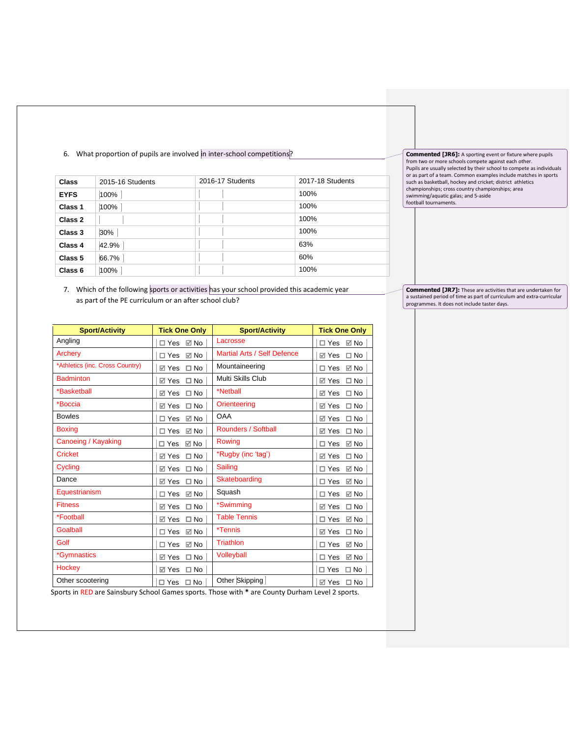6. What proportion of pupils are involved in inter-school competitions?

| Class | 2015-16 Students | 2016-17 Students | 2017-18 Students |
|---|---|---|---|
| EYFS | 100% | | 100% |
| Class 1 | 100% | | 100% |
| Class 2 | | | 100% |
| Class 3 | 30% | | 100% |
| Class 4 | 42.9% | | 63% |
| Class 5 | 66.7% | | 60% |
| Class 6 | 100% | | 100% |

7. Which of the following sports or activities has your school provided this academic year as part of the PE curriculum or an after school club?

| Sport/Activity | Tick One Only | Sport/Activity | Tick One Only |
|---|---|---|---|
| Angling | ☐ Yes ☑ No | Lacrosse | ☐ Yes ☑ No |
| Archery | ☐ Yes ☑ No | Martial Arts / Self Defence | ☑ Yes ☐ No |
| *Athletics (inc. Cross Country) | ☑ Yes ☐ No | Mountaineering | ☐ Yes ☑ No |
| Badminton | ☑ Yes ☐ No | Multi Skills Club | ☑ Yes ☐ No |
| *Basketball | ☑ Yes ☐ No | *Netball | ☑ Yes ☐ No |
| *Boccia | ☑ Yes ☐ No | Orienteering | ☑ Yes ☐ No |
| Bowles | ☐ Yes ☑ No | OAA | ☑ Yes ☐ No |
| Boxing | ☐ Yes ☑ No | Rounders / Softball | ☑ Yes ☐ No |
| Canoeing / Kayaking | ☐ Yes ☑ No | Rowing | ☐ Yes ☑ No |
| Cricket | ☑ Yes ☐ No | *Rugby (inc 'tag') | ☑ Yes ☐ No |
| Cycling | ☑ Yes ☐ No | Sailing | ☐ Yes ☑ No |
| Dance | ☑ Yes ☐ No | Skateboarding | ☐ Yes ☑ No |
| Equestrianism | ☐ Yes ☑ No | Squash | ☐ Yes ☑ No |
| Fitness | ☑ Yes ☐ No | *Swimming | ☑ Yes ☐ No |
| *Football | ☑ Yes ☐ No | Table Tennis | ☐ Yes ☑ No |
| Goalball | ☐ Yes ☑ No | *Tennis | ☑ Yes ☐ No |
| Golf | ☐ Yes ☑ No | Triathlon | ☐ Yes ☑ No |
| *Gymnastics | ☑ Yes ☐ No | Volleyball | ☐ Yes ☑ No |
| Hockey | ☑ Yes ☐ No | | ☐ Yes ☐ No |
| Other scootering | ☐ Yes ☐ No | Other Skipping | ☑ Yes ☐ No |

Sports in RED are Sainsbury School Games sports. Those with * are County Durham Level 2 sports.

**Commented [JR6]:** A sporting event or fixture where pupils from two or more schools compete against each other. Pupils are usually selected by their school to compete as individuals or as part of a team. Common examples include matches in sports such as basketball, hockey and cricket; district athletics championships; cross country championships; area swimming/aquatic galas; and 5-aside football tournaments.

**Commented [JR7]:** These are activities that are undertaken for a sustained period of time as part of curriculum and extra-curricular programmes. It does not include taster days.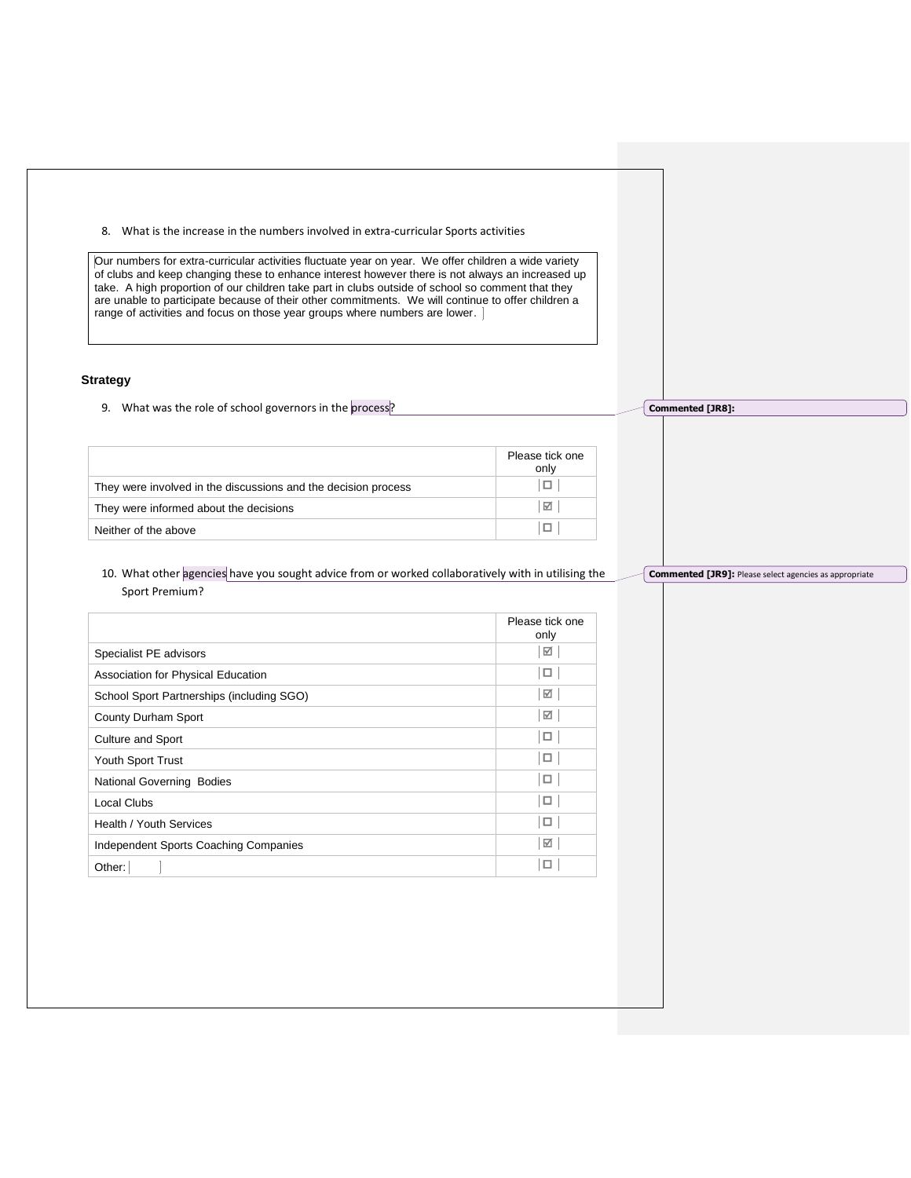8. What is the increase in the numbers involved in extra-curricular Sports activities

Our numbers for extra-curricular activities fluctuate year on year. We offer children a wide variety of clubs and keep changing these to enhance interest however there is not always an increased up take. A high proportion of our children take part in clubs outside of school so comment that they are unable to participate because of their other commitments. We will continue to offer children a range of activities and focus on those year groups where numbers are lower.

### Strategy

9. What was the role of school governors in the process?

**Commented [JR8]:**

| | Please tick one only |
|---|---|
| They were involved in the discussions and the decision process | ☐ |
| They were informed about the decisions | ☑ |
| Neither of the above | ☐ |

10. What other agencies have you sought advice from or worked collaboratively with in utilising the Sport Premium?

**Commented [JR9]:** Please select agencies as appropriate

| | Please tick one only |
|---|---|
| Specialist PE advisors | ☑ |
| Association for Physical Education | ☐ |
| School Sport Partnerships (including SGO) | ☑ |
| County Durham Sport | ☑ |
| Culture and Sport | ☐ |
| Youth Sport Trust | ☐ |
| National Governing Bodies | ☐ |
| Local Clubs | ☐ |
| Health / Youth Services | ☐ |
| Independent Sports Coaching Companies | ☑ |
| Other: | ☐ |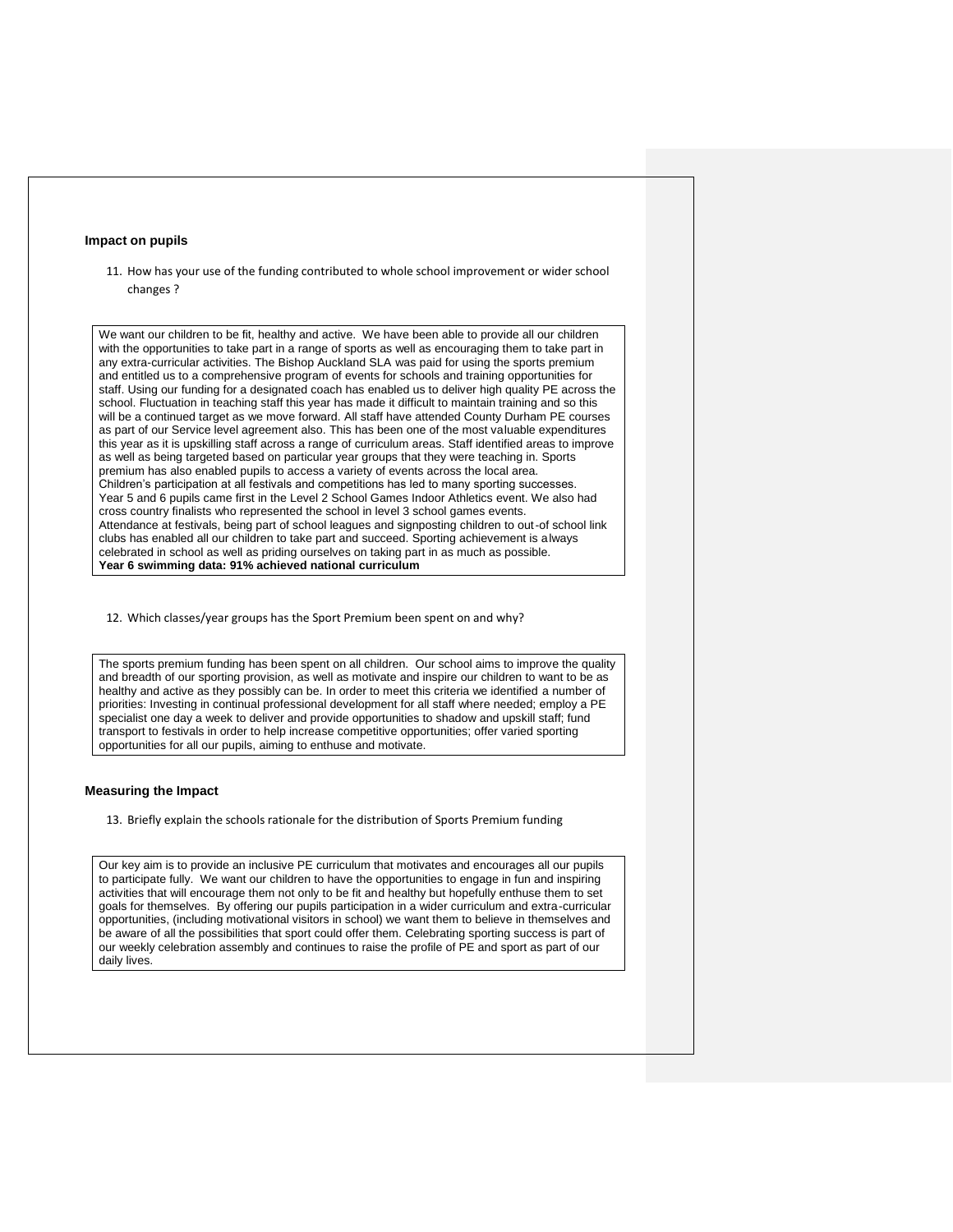### Impact on pupils

11. How has your use of the funding contributed to whole school improvement or wider school changes ?

We want our children to be fit, healthy and active. We have been able to provide all our children with the opportunities to take part in a range of sports as well as encouraging them to take part in any extra-curricular activities. The Bishop Auckland SLA was paid for using the sports premium and entitled us to a comprehensive program of events for schools and training opportunities for staff. Using our funding for a designated coach has enabled us to deliver high quality PE across the school. Fluctuation in teaching staff this year has made it difficult to maintain training and so this will be a continued target as we move forward. All staff have attended County Durham PE courses as part of our Service level agreement also. This has been one of the most valuable expenditures this year as it is upskilling staff across a range of curriculum areas. Staff identified areas to improve as well as being targeted based on particular year groups that they were teaching in. Sports premium has also enabled pupils to access a variety of events across the local area.
Children's participation at all festivals and competitions has led to many sporting successes.
Year 5 and 6 pupils came first in the Level 2 School Games Indoor Athletics event. We also had cross country finalists who represented the school in level 3 school games events.
Attendance at festivals, being part of school leagues and signposting children to out-of school link clubs has enabled all our children to take part and succeed. Sporting achievement is always celebrated in school as well as priding ourselves on taking part in as much as possible.
**Year 6 swimming data: 91% achieved national curriculum**

12. Which classes/year groups has the Sport Premium been spent on and why?

The sports premium funding has been spent on all children. Our school aims to improve the quality and breadth of our sporting provision, as well as motivate and inspire our children to want to be as healthy and active as they possibly can be. In order to meet this criteria we identified a number of priorities: Investing in continual professional development for all staff where needed; employ a PE specialist one day a week to deliver and provide opportunities to shadow and upskill staff; fund transport to festivals in order to help increase competitive opportunities; offer varied sporting opportunities for all our pupils, aiming to enthuse and motivate.

### Measuring the Impact

13. Briefly explain the schools rationale for the distribution of Sports Premium funding

Our key aim is to provide an inclusive PE curriculum that motivates and encourages all our pupils to participate fully. We want our children to have the opportunities to engage in fun and inspiring activities that will encourage them not only to be fit and healthy but hopefully enthuse them to set goals for themselves. By offering our pupils participation in a wider curriculum and extra-curricular opportunities, (including motivational visitors in school) we want them to believe in themselves and be aware of all the possibilities that sport could offer them. Celebrating sporting success is part of our weekly celebration assembly and continues to raise the profile of PE and sport as part of our daily lives.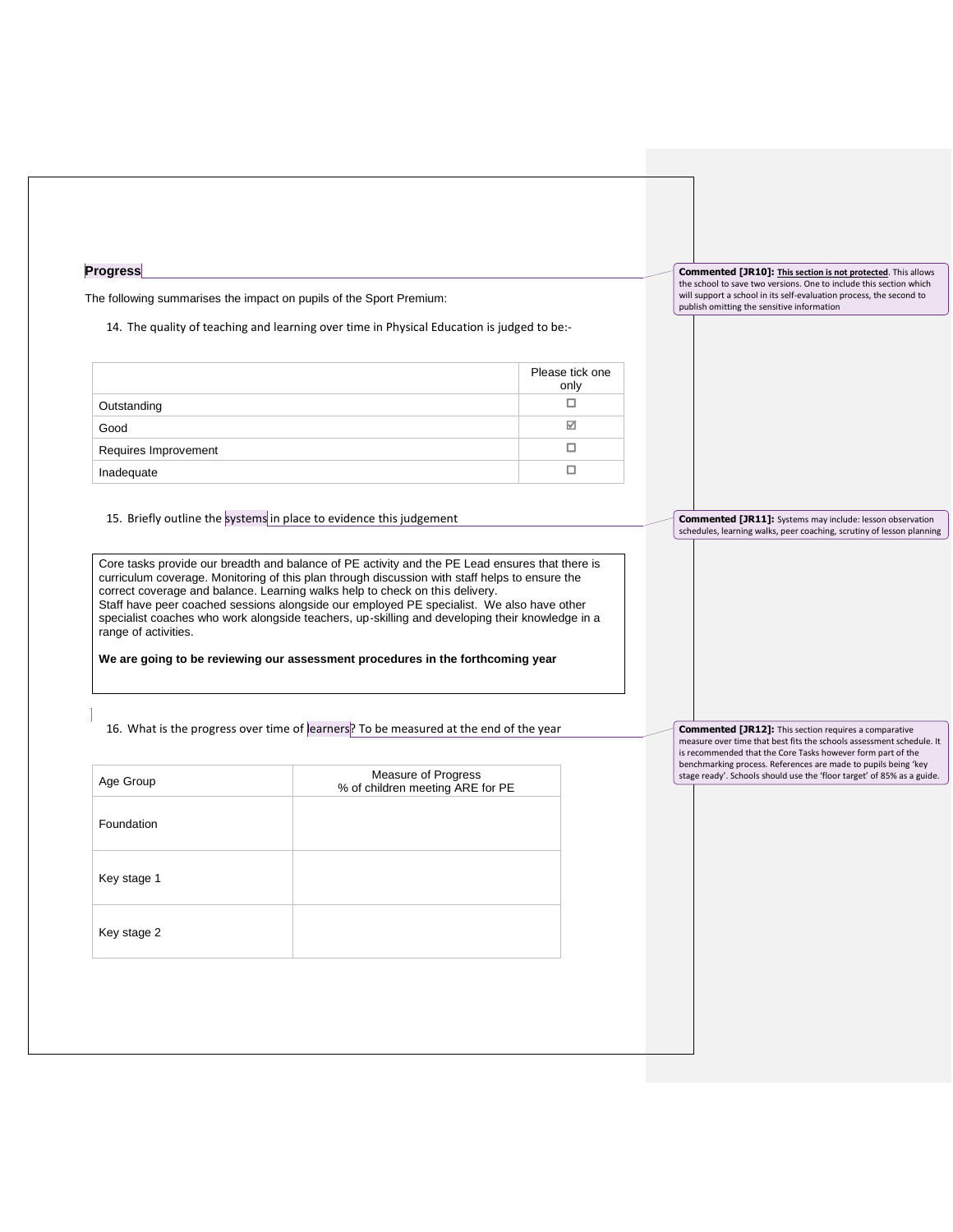## Progress

The following summarises the impact on pupils of the Sport Premium:

14. The quality of teaching and learning over time in Physical Education is judged to be:-

| | Please tick one only |
|---|---|
| Outstanding | ☐ |
| Good | ☑ |
| Requires Improvement | ☐ |
| Inadequate | ☐ |

15. Briefly outline the systems in place to evidence this judgement

Core tasks provide our breadth and balance of PE activity and the PE Lead ensures that there is curriculum coverage. Monitoring of this plan through discussion with staff helps to ensure the correct coverage and balance. Learning walks help to check on this delivery.
Staff have peer coached sessions alongside our employed PE specialist. We also have other specialist coaches who work alongside teachers, up-skilling and developing their knowledge in a range of activities.

**We are going to be reviewing our assessment procedures in the forthcoming year**

16. What is the progress over time of learners? To be measured at the end of the year

| Age Group | Measure of Progress<br>% of children meeting ARE for PE |
|---|---|
| Foundation | |
| Key stage 1 | |
| Key stage 2 | |

**Commented [JR10]:** **This section is not protected**. This allows the school to save two versions. One to include this section which will support a school in its self-evaluation process, the second to publish omitting the sensitive information

**Commented [JR11]:** Systems may include: lesson observation schedules, learning walks, peer coaching, scrutiny of lesson planning

**Commented [JR12]:** This section requires a comparative measure over time that best fits the schools assessment schedule. It is recommended that the Core Tasks however form part of the benchmarking process. References are made to pupils being 'key stage ready'. Schools should use the 'floor target' of 85% as a guide.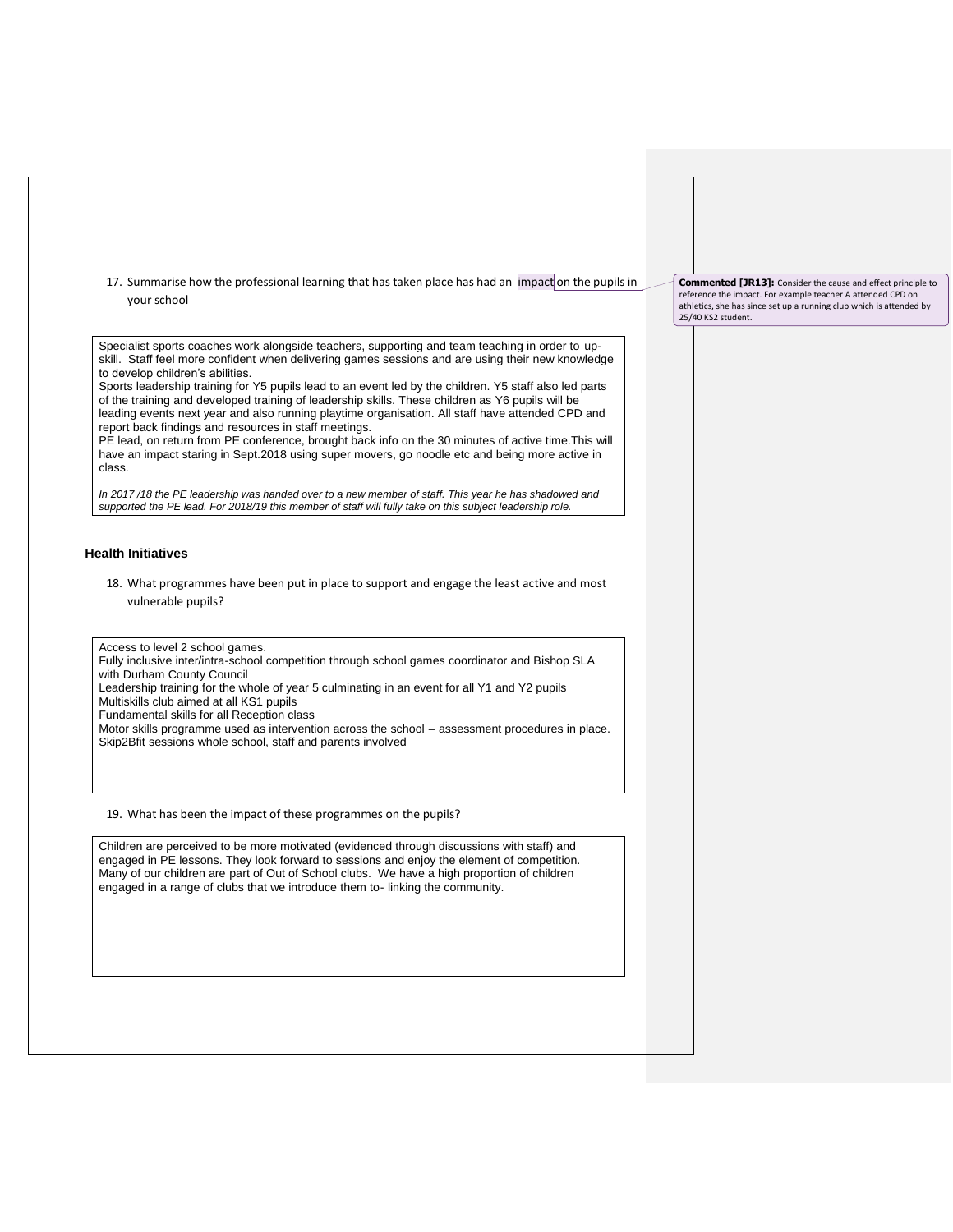17. Summarise how the professional learning that has taken place has had an impact on the pupils in your school

> **Commented [JR13]:** Consider the cause and effect principle to reference the impact. For example teacher A attended CPD on athletics, she has since set up a running club which is attended by 25/40 KS2 student.

Specialist sports coaches work alongside teachers, supporting and team teaching in order to up-skill. Staff feel more confident when delivering games sessions and are using their new knowledge to develop children's abilities.
Sports leadership training for Y5 pupils lead to an event led by the children. Y5 staff also led parts of the training and developed training of leadership skills. These children as Y6 pupils will be leading events next year and also running playtime organisation. All staff have attended CPD and report back findings and resources in staff meetings.
PE lead, on return from PE conference, brought back info on the 30 minutes of active time.This will have an impact staring in Sept.2018 using super movers, go noodle etc and being more active in class.

*In 2017 /18 the PE leadership was handed over to a new member of staff. This year he has shadowed and supported the PE lead. For 2018/19 this member of staff will fully take on this subject leadership role.*

### Health Initiatives

18. What programmes have been put in place to support and engage the least active and most vulnerable pupils?

Access to level 2 school games.
Fully inclusive inter/intra-school competition through school games coordinator and Bishop SLA with Durham County Council
Leadership training for the whole of year 5 culminating in an event for all Y1 and Y2 pupils
Multiskills club aimed at all KS1 pupils
Fundamental skills for all Reception class
Motor skills programme used as intervention across the school – assessment procedures in place.
Skip2Bfit sessions whole school, staff and parents involved

19. What has been the impact of these programmes on the pupils?

Children are perceived to be more motivated (evidenced through discussions with staff) and engaged in PE lessons. They look forward to sessions and enjoy the element of competition. Many of our children are part of Out of School clubs. We have a high proportion of children engaged in a range of clubs that we introduce them to- linking the community.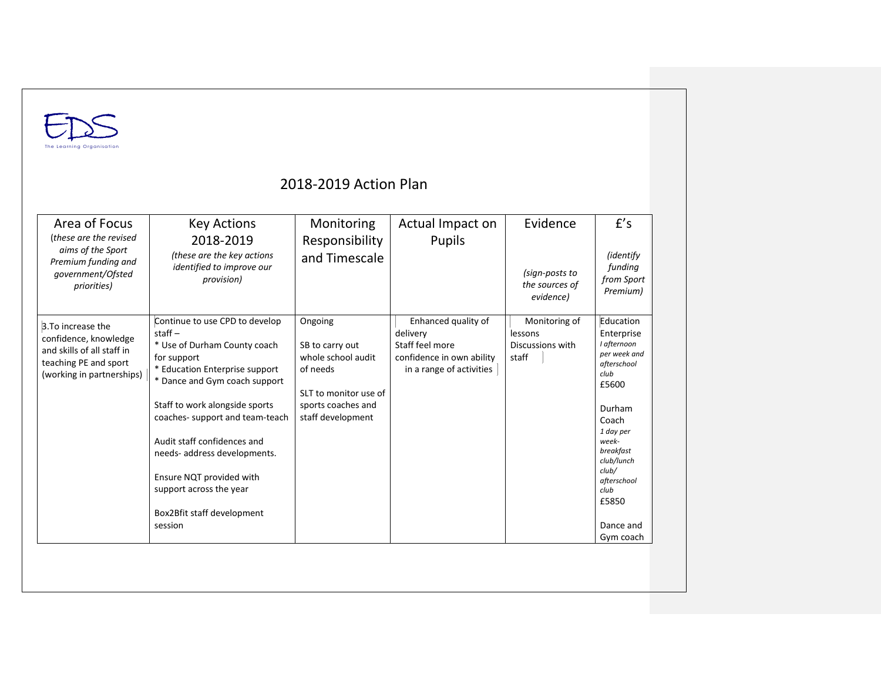EDS

The Learning Organisation

# 2018-2019 Action Plan

| Area of Focus (*these are the revised aims of the Sport Premium funding and government/Ofsted priorities*) | Key Actions 2018-2019 (*these are the key actions identified to improve our provision*) | Monitoring Responsibility and Timescale | Actual Impact on Pupils | Evidence (*sign-posts to the sources of evidence*) | £'s (*identify funding from Sport Premium*) |
|---|---|---|---|---|---|
| 3.To increase the confidence, knowledge and skills of all staff in teaching PE and sport (working in partnerships) | Continue to use CPD to develop staff – <br>* Use of Durham County coach for support<br>* Education Enterprise support<br>* Dance and Gym coach support<br><br>Staff to work alongside sports coaches- support and team-teach<br><br>Audit staff confidences and needs- address developments.<br><br>Ensure NQT provided with support across the year<br><br>Box2Bfit staff development session | Ongoing<br><br>SB to carry out whole school audit of needs<br><br>SLT to monitor use of sports coaches and staff development | Enhanced quality of delivery<br>Staff feel more confidence in own ability in a range of activities | Monitoring of lessons<br>Discussions with staff | Education Enterprise<br>*I afternoon per week and afterschool club*<br>£5600<br><br>Durham Coach<br>*1 day per week- breakfast club/lunch club/ afterschool club*<br>£5850<br><br>Dance and Gym coach |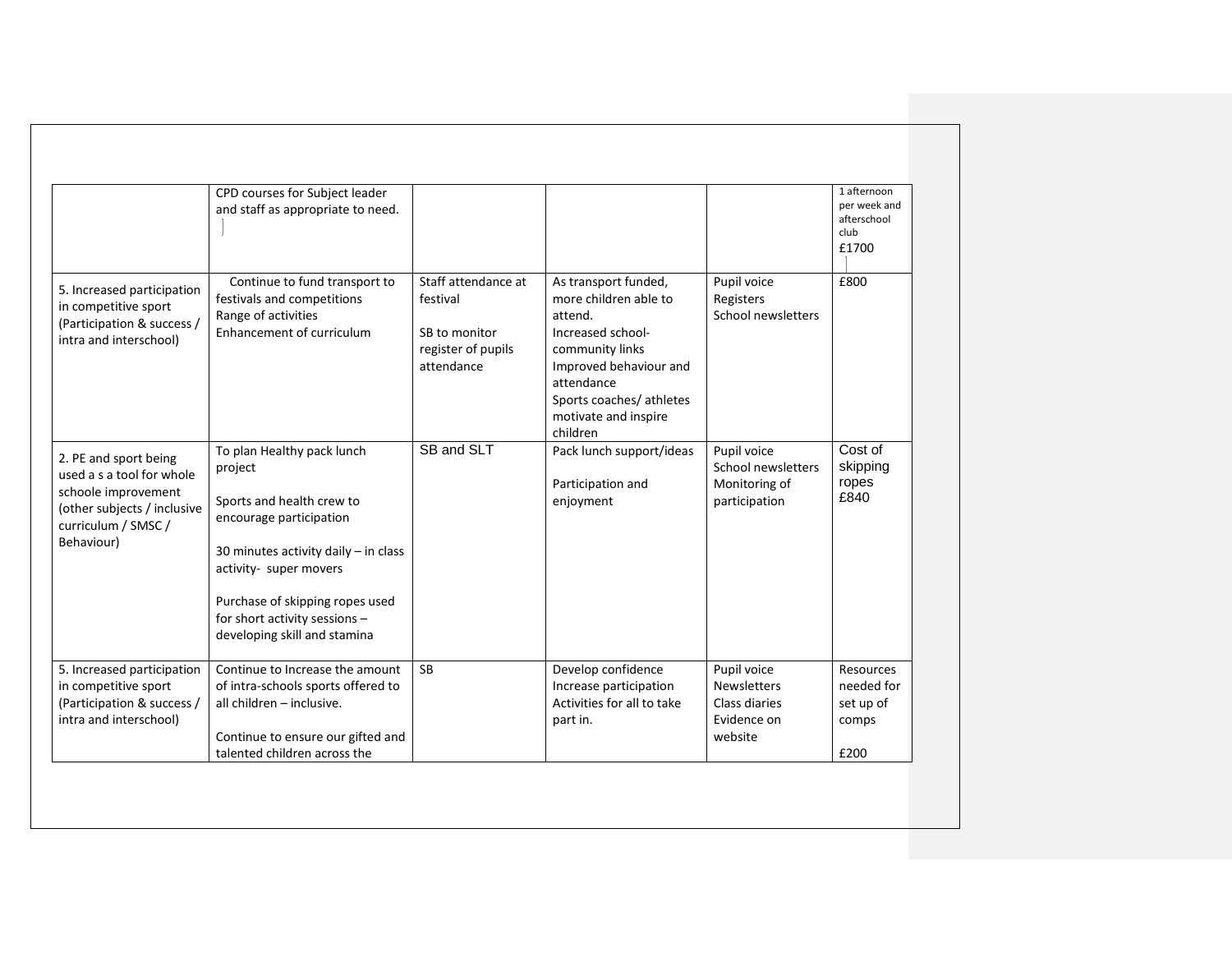| | | | | | |
|---|---|---|---|---|---|
| | CPD courses for Subject leader and staff as appropriate to need. | | | | 1 afternoon per week and afterschool club £1700 |
| 5. Increased participation in competitive sport (Participation & success / intra and interschool) | Continue to fund transport to festivals and competitions<br>Range of activities<br>Enhancement of curriculum | Staff attendance at festival<br><br>SB to monitor register of pupils attendance | As transport funded, more children able to attend.<br>Increased school-community links<br>Improved behaviour and attendance<br>Sports coaches/ athletes motivate and inspire children | Pupil voice<br>Registers<br>School newsletters | £800 |
| 2. PE and sport being used a s a tool for whole schoole improvement (other subjects / inclusive curriculum / SMSC / Behaviour) | To plan Healthy pack lunch project<br><br>Sports and health crew to encourage participation<br><br>30 minutes activity daily – in class activity- super movers<br><br>Purchase of skipping ropes used for short activity sessions – developing skill and stamina | SB and SLT | Pack lunch support/ideas<br><br>Participation and enjoyment | Pupil voice<br>School newsletters<br>Monitoring of participation | Cost of skipping ropes £840 |
| 5. Increased participation in competitive sport (Participation & success / intra and interschool) | Continue to Increase the amount of intra-schools sports offered to all children – inclusive.<br><br>Continue to ensure our gifted and talented children across the | SB | Develop confidence<br>Increase participation<br>Activities for all to take part in. | Pupil voice<br>Newsletters<br>Class diaries<br>Evidence on website | Resources needed for set up of comps<br><br>£200 |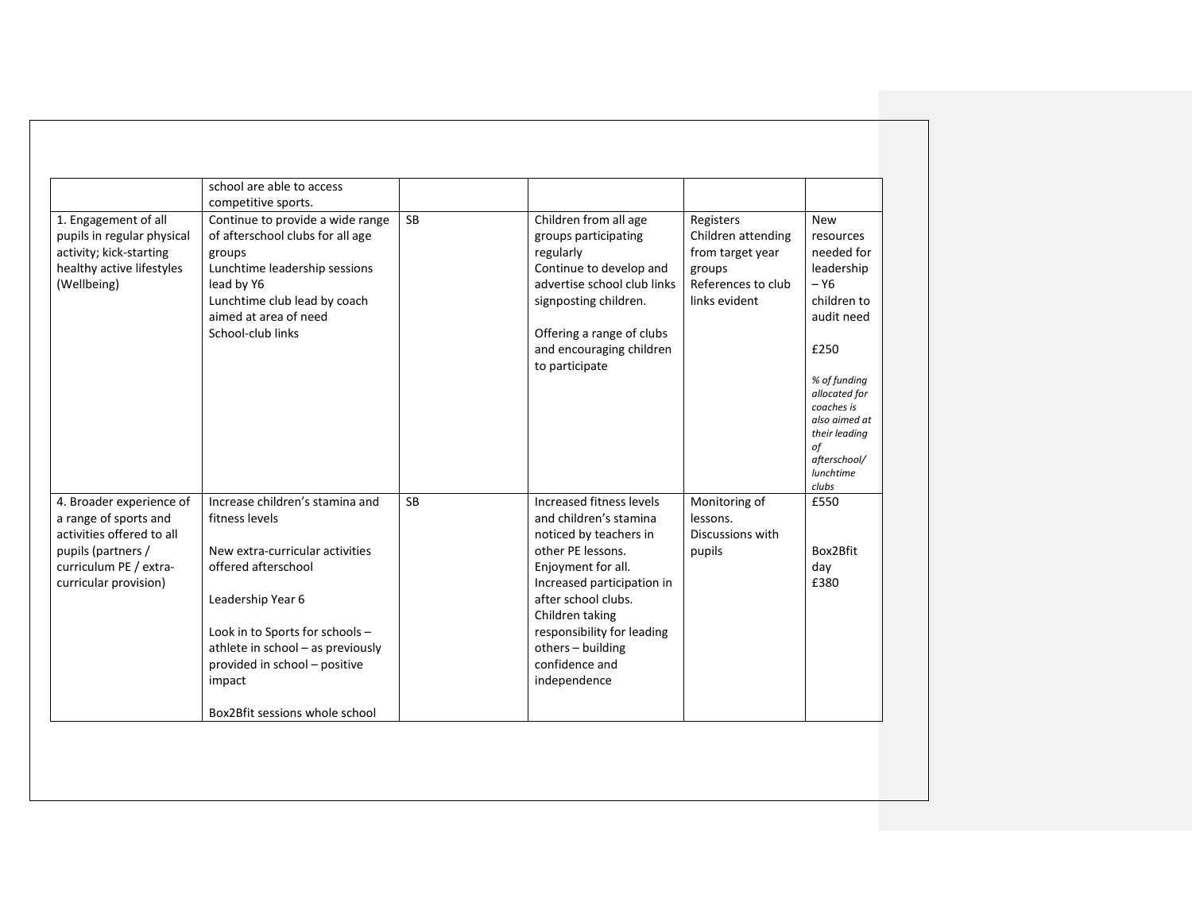| | | | | | |
|---|---|---|---|---|---|
| | school are able to access competitive sports. | | | | |
| 1. Engagement of all pupils in regular physical activity; kick-starting healthy active lifestyles (Wellbeing) | Continue to provide a wide range of afterschool clubs for all age groups<br>Lunchtime leadership sessions lead by Y6<br>Lunchtime club lead by coach aimed at area of need<br>School-club links | SB | Children from all age groups participating regularly<br>Continue to develop and advertise school club links signposting children.<br><br>Offering a range of clubs and encouraging children to participate | Registers<br>Children attending from target year groups<br>References to club links evident | New resources needed for leadership – Y6 children to audit need<br><br>£250<br><br>*% of funding allocated for coaches is also aimed at their leading of afterschool/ lunchtime clubs* |
| 4. Broader experience of a range of sports and activities offered to all pupils (partners / curriculum PE / extra-curricular provision) | Increase children's stamina and fitness levels<br><br>New extra-curricular activities offered afterschool<br><br>Leadership Year 6<br><br>Look in to Sports for schools – athlete in school – as previously provided in school – positive impact<br><br>Box2Bfit sessions whole school | SB | Increased fitness levels and children's stamina noticed by teachers in other PE lessons.<br>Enjoyment for all.<br>Increased participation in after school clubs.<br>Children taking responsibility for leading others – building confidence and independence | Monitoring of lessons.<br>Discussions with pupils | £550<br><br>Box2Bfit day<br>£380 |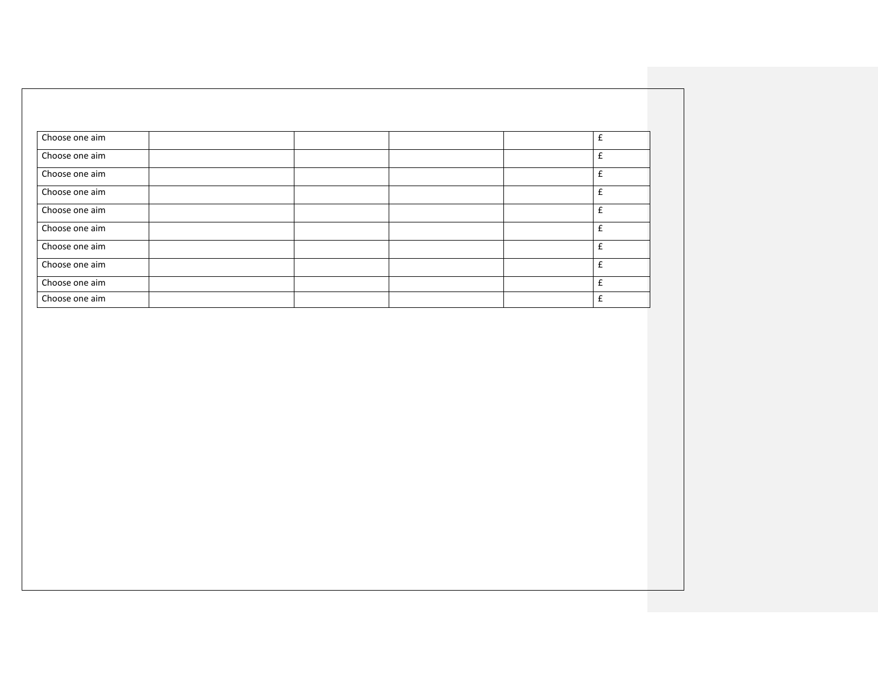| | | | | | |
|---|---|---|---|---|---|
| Choose one aim | | | | | £ |
| Choose one aim | | | | | £ |
| Choose one aim | | | | | £ |
| Choose one aim | | | | | £ |
| Choose one aim | | | | | £ |
| Choose one aim | | | | | £ |
| Choose one aim | | | | | £ |
| Choose one aim | | | | | £ |
| Choose one aim | | | | | £ |
| Choose one aim | | | | | £ |